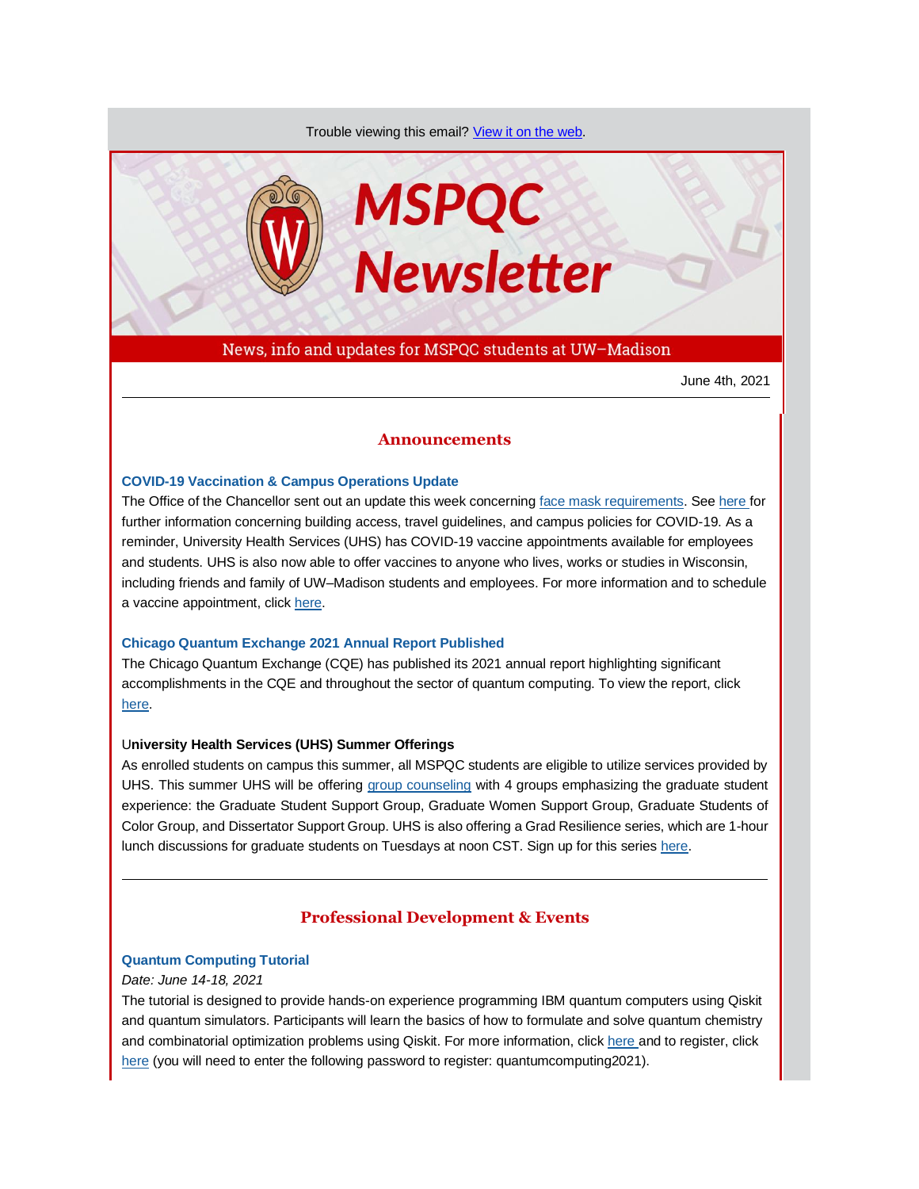Trouble viewing this email? View it on the web.

# MSPQC Newsletter

News, info and updates for MSPQC students at UW–Madison

June 4th, 2021

---

## Announcements

### COVID-19 Vaccination & Campus Operations Update

The Office of the Chancellor sent out an update this week concerning face mask requirements. See here for further information concerning building access, travel guidelines, and campus policies for COVID-19. As a reminder, University Health Services (UHS) has COVID-19 vaccine appointments available for employees and students. UHS is also now able to offer vaccines to anyone who lives, works or studies in Wisconsin, including friends and family of UW–Madison students and employees. For more information and to schedule a vaccine appointment, click here.

### Chicago Quantum Exchange 2021 Annual Report Published

The Chicago Quantum Exchange (CQE) has published its 2021 annual report highlighting significant accomplishments in the CQE and throughout the sector of quantum computing. To view the report, click here.

### University Health Services (UHS) Summer Offerings

As enrolled students on campus this summer, all MSPQC students are eligible to utilize services provided by UHS. This summer UHS will be offering group counseling with 4 groups emphasizing the graduate student experience: the Graduate Student Support Group, Graduate Women Support Group, Graduate Students of Color Group, and Dissertator Support Group. UHS is also offering a Grad Resilience series, which are 1-hour lunch discussions for graduate students on Tuesdays at noon CST. Sign up for this series here.

---

## Professional Development & Events

### Quantum Computing Tutorial

*Date: June 14-18, 2021*

The tutorial is designed to provide hands-on experience programming IBM quantum computers using Qiskit and quantum simulators. Participants will learn the basics of how to formulate and solve quantum chemistry and combinatorial optimization problems using Qiskit. For more information, click here and to register, click here (you will need to enter the following password to register: quantumcomputing2021).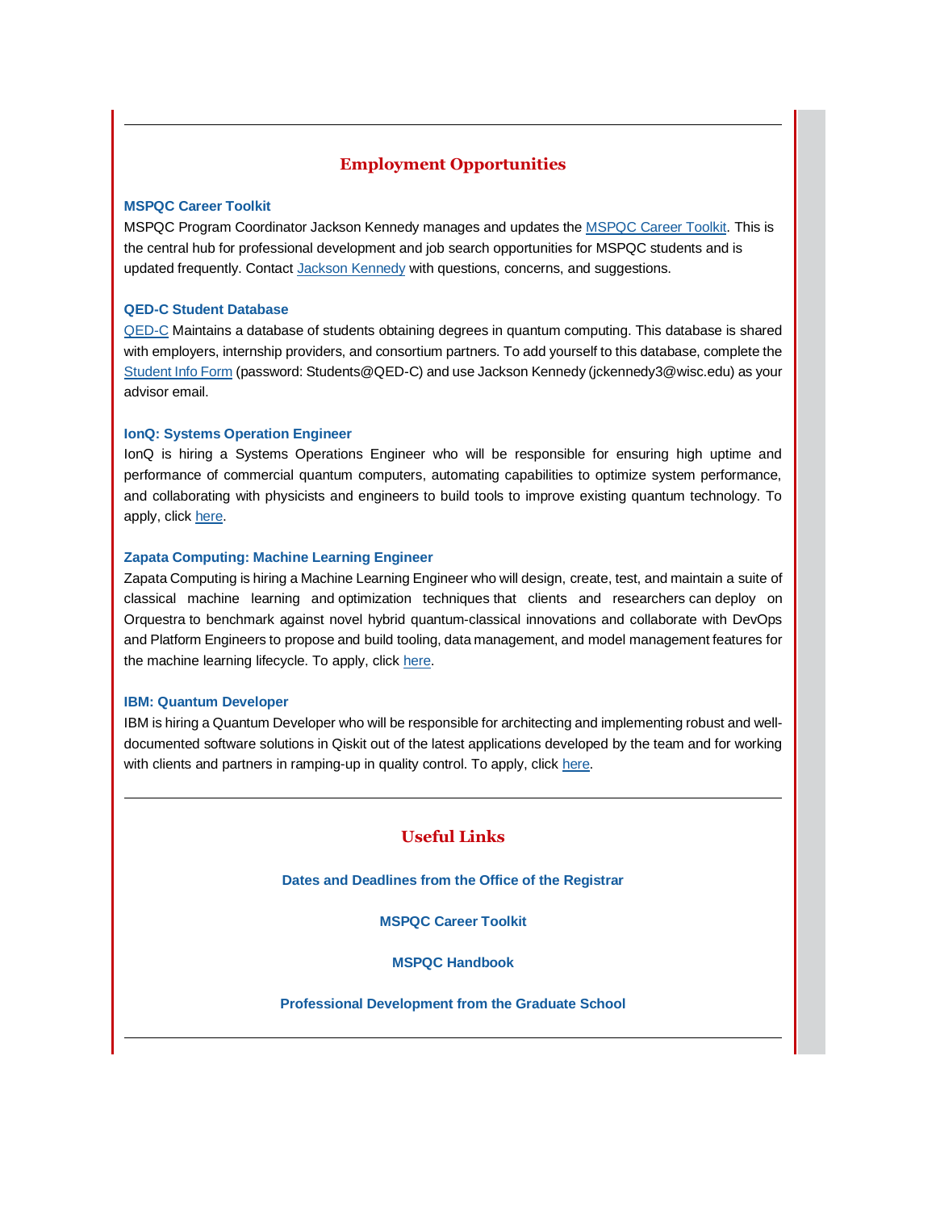---

## Employment Opportunities

### MSPQC Career Toolkit

MSPQC Program Coordinator Jackson Kennedy manages and updates the MSPQC Career Toolkit. This is the central hub for professional development and job search opportunities for MSPQC students and is updated frequently. Contact Jackson Kennedy with questions, concerns, and suggestions.

### QED-C Student Database

QED-C Maintains a database of students obtaining degrees in quantum computing. This database is shared with employers, internship providers, and consortium partners. To add yourself to this database, complete the Student Info Form (password: Students@QED-C) and use Jackson Kennedy (jckennedy3@wisc.edu) as your advisor email.

### IonQ: Systems Operation Engineer

IonQ is hiring a Systems Operations Engineer who will be responsible for ensuring high uptime and performance of commercial quantum computers, automating capabilities to optimize system performance, and collaborating with physicists and engineers to build tools to improve existing quantum technology. To apply, click here.

### Zapata Computing: Machine Learning Engineer

Zapata Computing is hiring a Machine Learning Engineer who will design, create, test, and maintain a suite of classical machine learning and optimization techniques that clients and researchers can deploy on Orquestra to benchmark against novel hybrid quantum-classical innovations and collaborate with DevOps and Platform Engineers to propose and build tooling, data management, and model management features for the machine learning lifecycle. To apply, click here.

### IBM: Quantum Developer

IBM is hiring a Quantum Developer who will be responsible for architecting and implementing robust and well-documented software solutions in Qiskit out of the latest applications developed by the team and for working with clients and partners in ramping-up in quality control. To apply, click here.

---

## Useful Links

**Dates and Deadlines from the Office of the Registrar**

**MSPQC Career Toolkit**

**MSPQC Handbook**

**Professional Development from the Graduate School**

---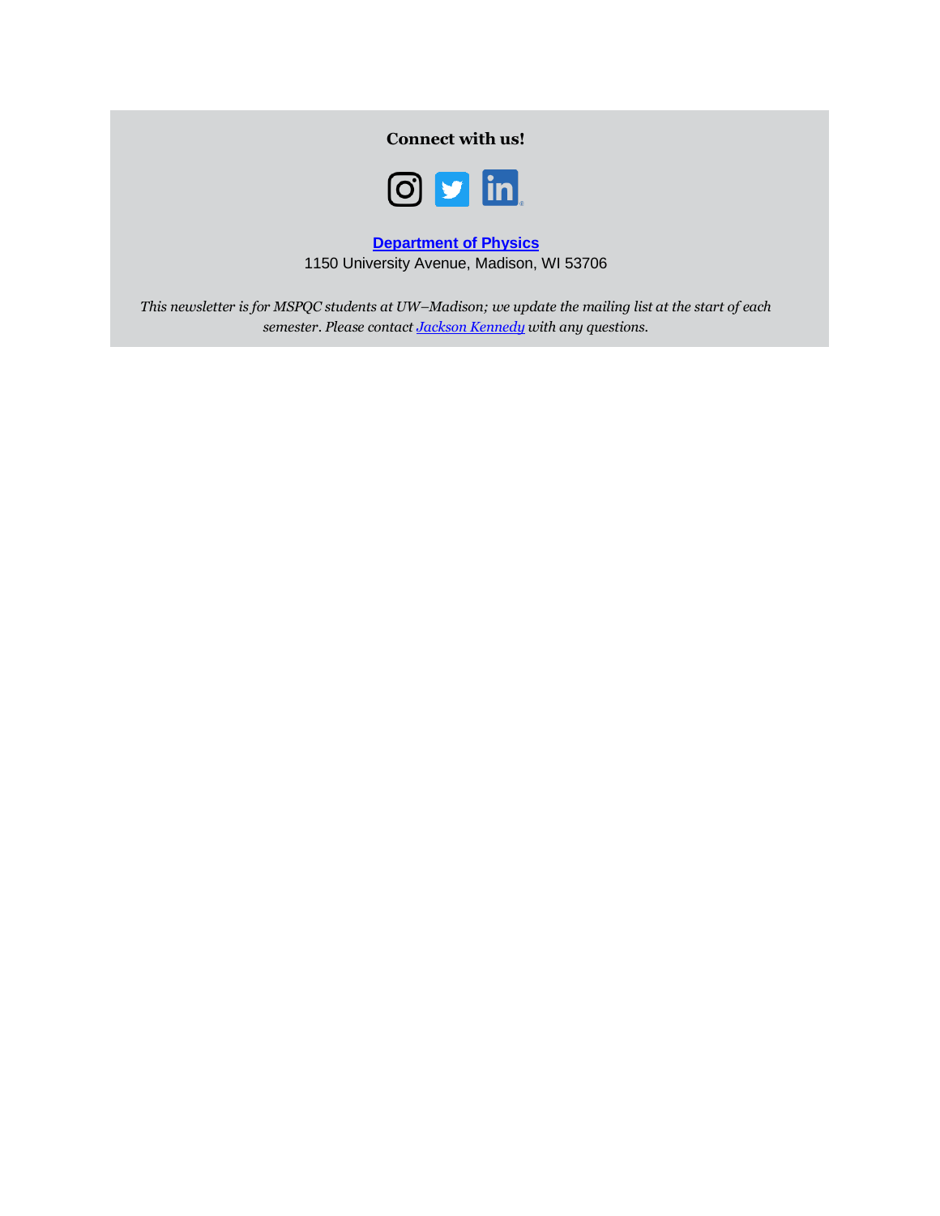**Connect with us!**

**[Department of Physics]**
1150 University Avenue, Madison, WI 53706

*This newsletter is for MSPQC students at UW–Madison; we update the mailing list at the start of each semester. Please contact Jackson Kennedy with any questions.*